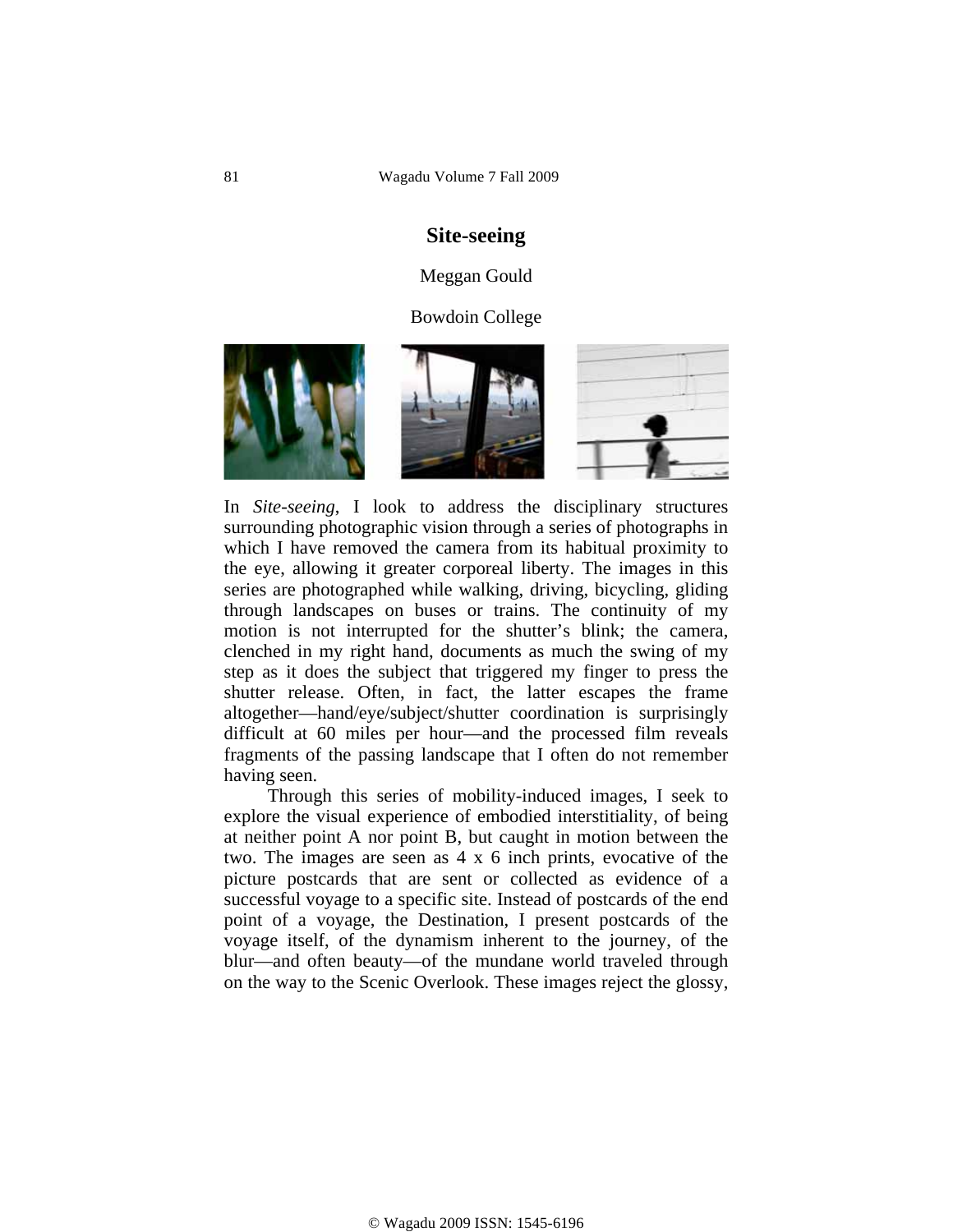# Site-seeing

Meggan Gould

Bowdoin College

In *Site-seeing*, I look to address the disciplinary structures surrounding photographic vision through a series of photographs in which I have removed the camera from its habitual proximity to the eye, allowing it greater corporeal liberty. The images in this series are photographed while walking, driving, bicycling, gliding through landscapes on buses or trains. The continuity of my motion is not interrupted for the shutter's blink; the camera, clenched in my right hand, documents as much the swing of my step as it does the subject that triggered my finger to press the shutter release. Often, in fact, the latter escapes the frame altogether—hand/eye/subject/shutter coordination is surprisingly difficult at 60 miles per hour—and the processed film reveals fragments of the passing landscape that I often do not remember having seen.

Through this series of mobility-induced images, I seek to explore the visual experience of embodied interstitiality, of being at neither point A nor point B, but caught in motion between the two. The images are seen as 4 x 6 inch prints, evocative of the picture postcards that are sent or collected as evidence of a successful voyage to a specific site. Instead of postcards of the end point of a voyage, the Destination, I present postcards of the voyage itself, of the dynamism inherent to the journey, of the blur—and often beauty—of the mundane world traveled through on the way to the Scenic Overlook. These images reject the glossy,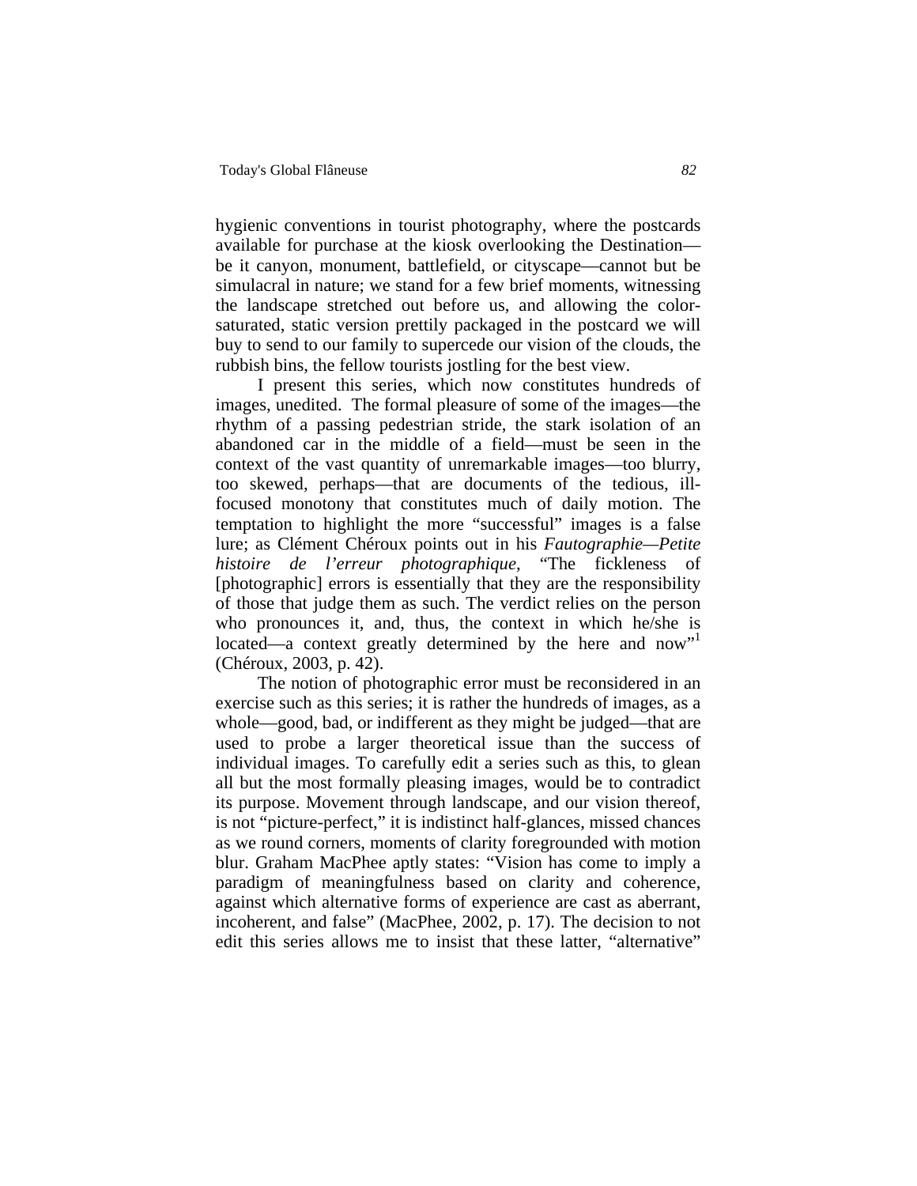hygienic conventions in tourist photography, where the postcards available for purchase at the kiosk overlooking the Destination—be it canyon, monument, battlefield, or cityscape—cannot but be simulacral in nature; we stand for a few brief moments, witnessing the landscape stretched out before us, and allowing the color-saturated, static version prettily packaged in the postcard we will buy to send to our family to supercede our vision of the clouds, the rubbish bins, the fellow tourists jostling for the best view.

I present this series, which now constitutes hundreds of images, unedited. The formal pleasure of some of the images—the rhythm of a passing pedestrian stride, the stark isolation of an abandoned car in the middle of a field—must be seen in the context of the vast quantity of unremarkable images—too blurry, too skewed, perhaps—that are documents of the tedious, ill-focused monotony that constitutes much of daily motion. The temptation to highlight the more "successful" images is a false lure; as Clément Chéroux points out in his *Fautographie—Petite histoire de l'erreur photographique*, "The fickleness of [photographic] errors is essentially that they are the responsibility of those that judge them as such. The verdict relies on the person who pronounces it, and, thus, the context in which he/she is located—a context greatly determined by the here and now"[1] (Chéroux, 2003, p. 42).

The notion of photographic error must be reconsidered in an exercise such as this series; it is rather the hundreds of images, as a whole—good, bad, or indifferent as they might be judged—that are used to probe a larger theoretical issue than the success of individual images. To carefully edit a series such as this, to glean all but the most formally pleasing images, would be to contradict its purpose. Movement through landscape, and our vision thereof, is not "picture-perfect," it is indistinct half-glances, missed chances as we round corners, moments of clarity foregrounded with motion blur. Graham MacPhee aptly states: "Vision has come to imply a paradigm of meaningfulness based on clarity and coherence, against which alternative forms of experience are cast as aberrant, incoherent, and false" (MacPhee, 2002, p. 17). The decision to not edit this series allows me to insist that these latter, "alternative"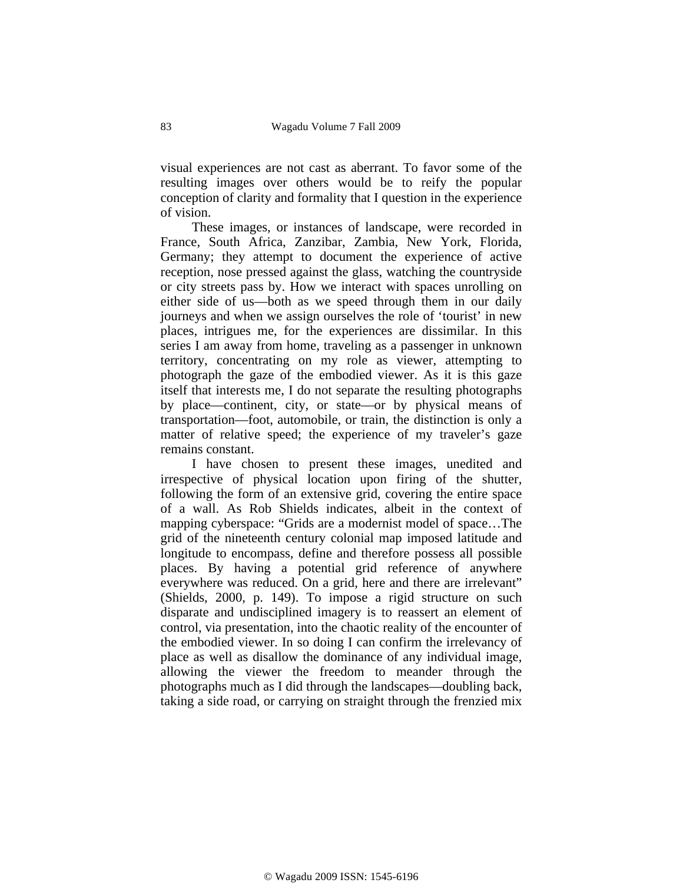visual experiences are not cast as aberrant. To favor some of the resulting images over others would be to reify the popular conception of clarity and formality that I question in the experience of vision.

These images, or instances of landscape, were recorded in France, South Africa, Zanzibar, Zambia, New York, Florida, Germany; they attempt to document the experience of active reception, nose pressed against the glass, watching the countryside or city streets pass by. How we interact with spaces unrolling on either side of us—both as we speed through them in our daily journeys and when we assign ourselves the role of 'tourist' in new places, intrigues me, for the experiences are dissimilar. In this series I am away from home, traveling as a passenger in unknown territory, concentrating on my role as viewer, attempting to photograph the gaze of the embodied viewer. As it is this gaze itself that interests me, I do not separate the resulting photographs by place—continent, city, or state—or by physical means of transportation—foot, automobile, or train, the distinction is only a matter of relative speed; the experience of my traveler's gaze remains constant.

I have chosen to present these images, unedited and irrespective of physical location upon firing of the shutter, following the form of an extensive grid, covering the entire space of a wall. As Rob Shields indicates, albeit in the context of mapping cyberspace: "Grids are a modernist model of space…The grid of the nineteenth century colonial map imposed latitude and longitude to encompass, define and therefore possess all possible places. By having a potential grid reference of anywhere everywhere was reduced. On a grid, here and there are irrelevant" (Shields, 2000, p. 149). To impose a rigid structure on such disparate and undisciplined imagery is to reassert an element of control, via presentation, into the chaotic reality of the encounter of the embodied viewer. In so doing I can confirm the irrelevancy of place as well as disallow the dominance of any individual image, allowing the viewer the freedom to meander through the photographs much as I did through the landscapes—doubling back, taking a side road, or carrying on straight through the frenzied mix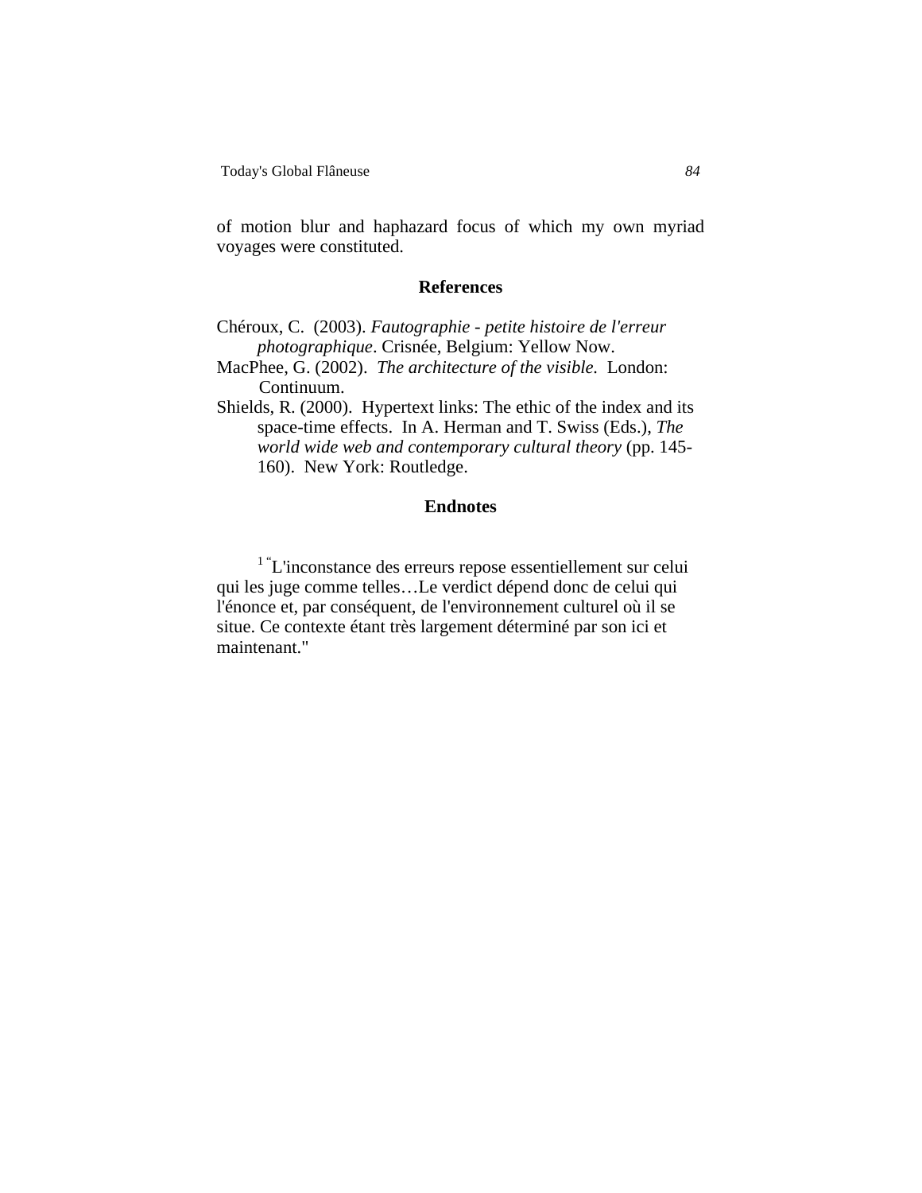of motion blur and haphazard focus of which my own myriad voyages were constituted.

## References

Chéroux, C. (2003). *Fautographie - petite histoire de l'erreur photographique*. Crisnée, Belgium: Yellow Now.

MacPhee, G. (2002). *The architecture of the visible.* London: Continuum.

Shields, R. (2000). Hypertext links: The ethic of the index and its space-time effects. In A. Herman and T. Swiss (Eds.), *The world wide web and contemporary cultural theory* (pp. 145-160). New York: Routledge.

## Endnotes

[1] "L'inconstance des erreurs repose essentiellement sur celui qui les juge comme telles…Le verdict dépend donc de celui qui l'énonce et, par conséquent, de l'environnement culturel où il se situe. Ce contexte étant très largement déterminé par son ici et maintenant."